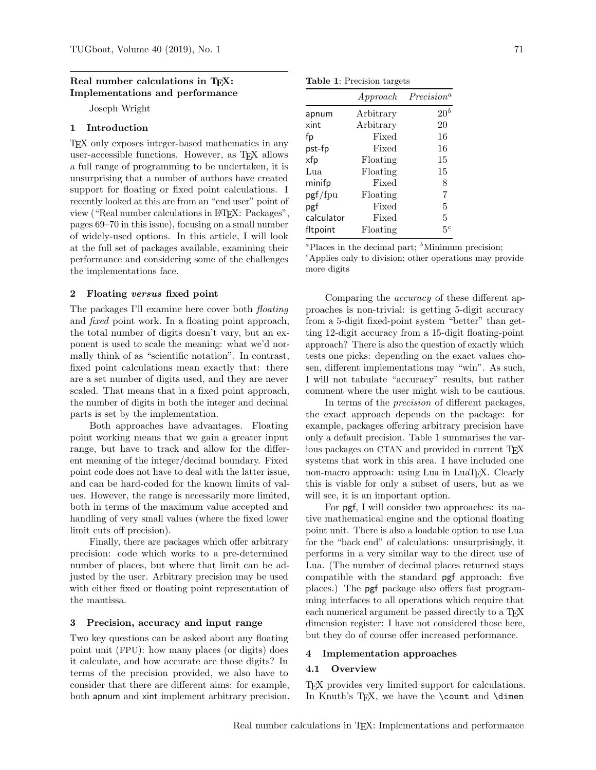# Real number calculations in TeX: Implementations and performance

Joseph Wright

## 1 Introduction

TeX only exposes integer-based mathematics in any user-accessible functions. However, as TeX allows a full range of programming to be undertaken, it is unsurprising that a number of authors have created support for floating or fixed point calculations. I recently looked at this are from an "end user" point of view ("Real number calculations in LaTeX: Packages", pages 69–70 in this issue), focusing on a small number of widely-used options. In this article, I will look at the full set of packages available, examining their performance and considering some of the challenges the implementations face.

## 2 Floating *versus* fixed point

The packages I'll examine here cover both *floating* and *fixed* point work. In a floating point approach, the total number of digits doesn't vary, but an exponent is used to scale the meaning: what we'd normally think of as "scientific notation". In contrast, fixed point calculations mean exactly that: there are a set number of digits used, and they are never scaled. That means that in a fixed point approach, the number of digits in both the integer and decimal parts is set by the implementation.

Both approaches have advantages. Floating point working means that we gain a greater input range, but have to track and allow for the different meaning of the integer/decimal boundary. Fixed point code does not have to deal with the latter issue, and can be hard-coded for the known limits of values. However, the range is necessarily more limited, both in terms of the maximum value accepted and handling of very small values (where the fixed lower limit cuts off precision).

Finally, there are packages which offer arbitrary precision: code which works to a pre-determined number of places, but where that limit can be adjusted by the user. Arbitrary precision may be used with either fixed or floating point representation of the mantissa.

## 3 Precision, accuracy and input range

Two key questions can be asked about any floating point unit (FPU): how many places (or digits) does it calculate, and how accurate are those digits? In terms of the precision provided, we also have to consider that there are different aims: for example, both apnum and xint implement arbitrary precision.

**Table 1**: Precision targets

| | *Approach* | *Precision*[a] |
|---|---|---|
| apnum | Arbitrary | 20[b] |
| xint | Arbitrary | 20 |
| fp | Fixed | 16 |
| pst-fp | Fixed | 16 |
| xfp | Floating | 15 |
| Lua | Floating | 15 |
| minifp | Fixed | 8 |
| pgf/fpu | Floating | 7 |
| pgf | Fixed | 5 |
| calculator | Fixed | 5 |
| fltpoint | Floating | 5[c] |

[a]Places in the decimal part; [b]Minimum precision; [c]Applies only to division; other operations may provide more digits

Comparing the *accuracy* of these different approaches is non-trivial: is getting 5-digit accuracy from a 5-digit fixed-point system "better" than getting 12-digit accuracy from a 15-digit floating-point approach? There is also the question of exactly which tests one picks: depending on the exact values chosen, different implementations may "win". As such, I will not tabulate "accuracy" results, but rather comment where the user might wish to be cautious.

In terms of the *precision* of different packages, the exact approach depends on the package: for example, packages offering arbitrary precision have only a default precision. Table 1 summarises the various packages on CTAN and provided in current TeX systems that work in this area. I have included one non-macro approach: using Lua in LuaTeX. Clearly this is viable for only a subset of users, but as we will see, it is an important option.

For pgf, I will consider two approaches: its native mathematical engine and the optional floating point unit. There is also a loadable option to use Lua for the "back end" of calculations: unsurprisingly, it performs in a very similar way to the direct use of Lua. (The number of decimal places returned stays compatible with the standard pgf approach: five places.) The pgf package also offers fast programming interfaces to all operations which require that each numerical argument be passed directly to a TeX dimension register: I have not considered those here, but they do of course offer increased performance.

## 4 Implementation approaches

### 4.1 Overview

TeX provides very limited support for calculations. In Knuth's TeX, we have the `\count` and `\dimen`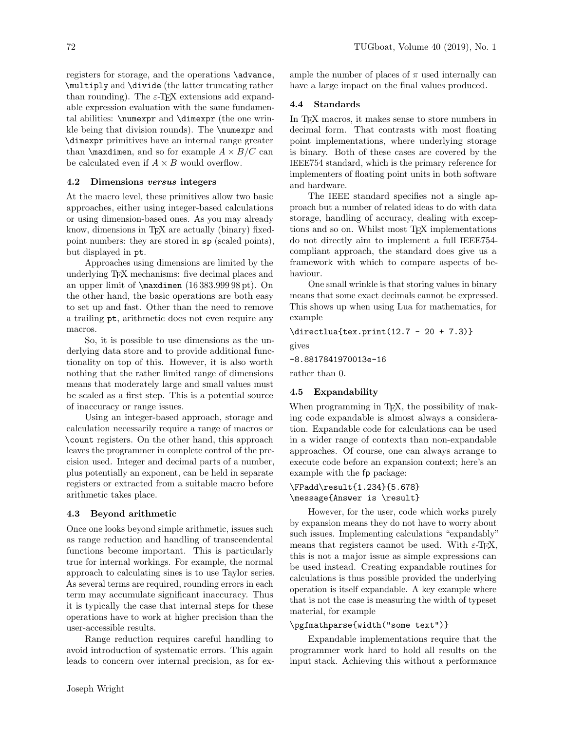registers for storage, and the operations `\advance`, `\multiply` and `\divide` (the latter truncating rather than rounding). The ε-TeX extensions add expandable expression evaluation with the same fundamental abilities: `\numexpr` and `\dimexpr` (the one wrinkle being that division rounds). The `\numexpr` and `\dimexpr` primitives have an internal range greater than `\maxdimen`, and so for example $A \times B/C$ can be calculated even if $A \times B$ would overflow.

### 4.2 Dimensions *versus* integers

At the macro level, these primitives allow two basic approaches, either using integer-based calculations or using dimension-based ones. As you may already know, dimensions in TeX are actually (binary) fixed-point numbers: they are stored in `sp` (scaled points), but displayed in `pt`.

Approaches using dimensions are limited by the underlying TeX mechanisms: five decimal places and an upper limit of `\maxdimen` (16 383.999 98 pt). On the other hand, the basic operations are both easy to set up and fast. Other than the need to remove a trailing `pt`, arithmetic does not even require any macros.

So, it is possible to use dimensions as the underlying data store and to provide additional functionality on top of this. However, it is also worth nothing that the rather limited range of dimensions means that moderately large and small values must be scaled as a first step. This is a potential source of inaccuracy or range issues.

Using an integer-based approach, storage and calculation necessarily require a range of macros or `\count` registers. On the other hand, this approach leaves the programmer in complete control of the precision used. Integer and decimal parts of a number, plus potentially an exponent, can be held in separate registers or extracted from a suitable macro before arithmetic takes place.

### 4.3 Beyond arithmetic

Once one looks beyond simple arithmetic, issues such as range reduction and handling of transcendental functions become important. This is particularly true for internal workings. For example, the normal approach to calculating sines is to use Taylor series. As several terms are required, rounding errors in each term may accumulate significant inaccuracy. Thus it is typically the case that internal steps for these operations have to work at higher precision than the user-accessible results.

Range reduction requires careful handling to avoid introduction of systematic errors. This again leads to concern over internal precision, as for example the number of places of $\pi$ used internally can have a large impact on the final values produced.

### 4.4 Standards

In TeX macros, it makes sense to store numbers in decimal form. That contrasts with most floating point implementations, where underlying storage is binary. Both of these cases are covered by the IEEE754 standard, which is the primary reference for implementers of floating point units in both software and hardware.

The IEEE standard specifies not a single approach but a number of related ideas to do with data storage, handling of accuracy, dealing with exceptions and so on. Whilst most TeX implementations do not directly aim to implement a full IEEE754-compliant approach, the standard does give us a framework with which to compare aspects of behaviour.

One small wrinkle is that storing values in binary means that some exact decimals cannot be expressed. This shows up when using Lua for mathematics, for example

```
\directlua{tex.print(12.7 - 20 + 7.3)}
```

gives

```
-8.8817841970013e-16
```

rather than 0.

### 4.5 Expandability

When programming in TeX, the possibility of making code expandable is almost always a consideration. Expandable code for calculations can be used in a wider range of contexts than non-expandable approaches. Of course, one can always arrange to execute code before an expansion context; here's an example with the fp package:

```
\FPadd\result{1.234}{5.678}
\message{Answer is \result}
```

However, for the user, code which works purely by expansion means they do not have to worry about such issues. Implementing calculations "expandably" means that registers cannot be used. With ε-TeX, this is not a major issue as simple expressions can be used instead. Creating expandable routines for calculations is thus possible provided the underlying operation is itself expandable. A key example where that is not the case is measuring the width of typeset material, for example

```
\pgfmathparse{width("some text")}
```

Expandable implementations require that the programmer work hard to hold all results on the input stack. Achieving this without a performance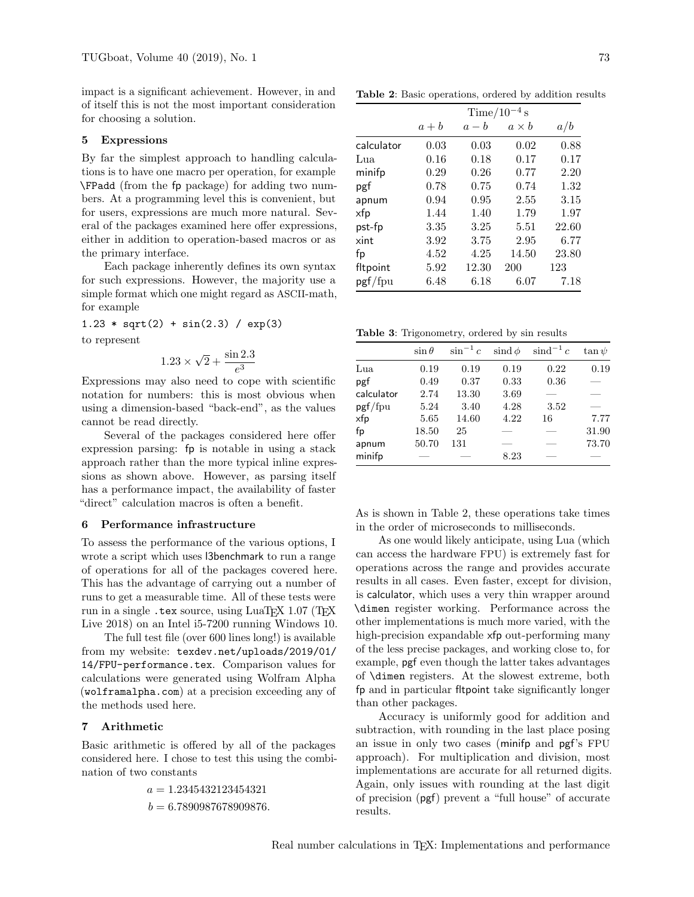impact is a significant achievement. However, in and of itself this is not the most important consideration for choosing a solution.

## 5 Expressions

By far the simplest approach to handling calculations is to have one macro per operation, for example `\FPadd` (from the fp package) for adding two numbers. At a programming level this is convenient, but for users, expressions are much more natural. Several of the packages examined here offer expressions, either in addition to operation-based macros or as the primary interface.

Each package inherently defines its own syntax for such expressions. However, the majority use a simple format which one might regard as ASCII-math, for example

```
1.23 * sqrt(2) + sin(2.3) / exp(3)
```

to represent

$$1.23 \times \sqrt{2} + \frac{\sin 2.3}{e^3}$$

Expressions may also need to cope with scientific notation for numbers: this is most obvious when using a dimension-based "back-end", as the values cannot be read directly.

Several of the packages considered here offer expression parsing: fp is notable in using a stack approach rather than the more typical inline expressions as shown above. However, as parsing itself has a performance impact, the availability of faster "direct" calculation macros is often a benefit.

## 6 Performance infrastructure

To assess the performance of the various options, I wrote a script which uses l3benchmark to run a range of operations for all of the packages covered here. This has the advantage of carrying out a number of runs to get a measurable time. All of these tests were run in a single `.tex` source, using LuaTEX 1.07 (TEX Live 2018) on an Intel i5-7200 running Windows 10.

The full test file (over 600 lines long!) is available from my website: `texdev.net/uploads/2019/01/14/FPU-performance.tex`. Comparison values for calculations were generated using Wolfram Alpha (`wolframalpha.com`) at a precision exceeding any of the methods used here.

## 7 Arithmetic

Basic arithmetic is offered by all of the packages considered here. I chose to test this using the combination of two constants

$$a = 1.2345432123454321$$
$$b = 6.7890987678909876.$$

**Table 2**: Basic operations, ordered by addition results

| | Time/$10^{-4}$ s | | | |
|---|---|---|---|---|
| | $a+b$ | $a-b$ | $a \times b$ | $a/b$ |
| calculator | 0.03 | 0.03 | 0.02 | 0.88 |
| Lua | 0.16 | 0.18 | 0.17 | 0.17 |
| minifp | 0.29 | 0.26 | 0.77 | 2.20 |
| pgf | 0.78 | 0.75 | 0.74 | 1.32 |
| apnum | 0.94 | 0.95 | 2.55 | 3.15 |
| xfp | 1.44 | 1.40 | 1.79 | 1.97 |
| pst-fp | 3.35 | 3.25 | 5.51 | 22.60 |
| xint | 3.92 | 3.75 | 2.95 | 6.77 |
| fp | 4.52 | 4.25 | 14.50 | 23.80 |
| fltpoint | 5.92 | 12.30 | 200 | 123 |
| pgf/fpu | 6.48 | 6.18 | 6.07 | 7.18 |

**Table 3**: Trigonometry, ordered by sin results

| | $\sin\theta$ | $\sin^{-1} c$ | $\operatorname{sind}\phi$ | $\operatorname{sind}^{-1} c$ | $\tan\psi$ |
|---|---|---|---|---|---|
| Lua | 0.19 | 0.19 | 0.19 | 0.22 | 0.19 |
| pgf | 0.49 | 0.37 | 0.33 | 0.36 | — |
| calculator | 2.74 | 13.30 | 3.69 | — | — |
| pgf/fpu | 5.24 | 3.40 | 4.28 | 3.52 | — |
| xfp | 5.65 | 14.60 | 4.22 | 16 | 7.77 |
| fp | 18.50 | 25 | — | — | 31.90 |
| apnum | 50.70 | 131 | — | — | 73.70 |
| minifp | — | — | 8.23 | — | — |

As is shown in Table 2, these operations take times in the order of microseconds to milliseconds.

As one would likely anticipate, using Lua (which can access the hardware FPU) is extremely fast for operations across the range and provides accurate results in all cases. Even faster, except for division, is calculator, which uses a very thin wrapper around `\dimen` register working. Performance across the other implementations is much more varied, with the high-precision expandable xfp out-performing many of the less precise packages, and working close to, for example, pgf even though the latter takes advantages of `\dimen` registers. At the slowest extreme, both fp and in particular fltpoint take significantly longer than other packages.

Accuracy is uniformly good for addition and subtraction, with rounding in the last place posing an issue in only two cases (minifp and pgf's FPU approach). For multiplication and division, most implementations are accurate for all returned digits. Again, only issues with rounding at the last digit of precision (pgf) prevent a "full house" of accurate results.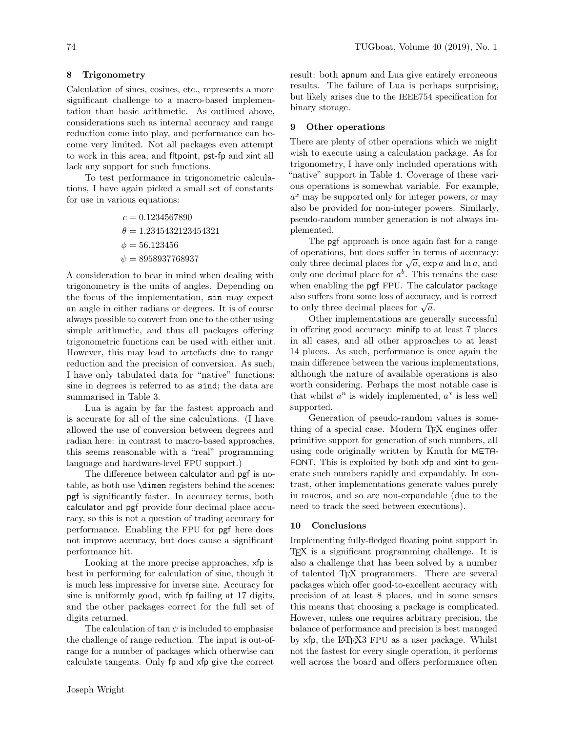## 8 Trigonometry

Calculation of sines, cosines, etc., represents a more significant challenge to a macro-based implementation than basic arithmetic. As outlined above, considerations such as internal accuracy and range reduction come into play, and performance can become very limited. Not all packages even attempt to work in this area, and fltpoint, pst-fp and xint all lack any support for such functions.

To test performance in trigonometric calculations, I have again picked a small set of constants for use in various equations:

$$
\begin{aligned}
c &= 0.1234567890 \\
\theta &= 1.2345432123454321 \\
\phi &= 56.123456 \\
\psi &= 8958937768937
\end{aligned}
$$

A consideration to bear in mind when dealing with trigonometry is the units of angles. Depending on the focus of the implementation, `sin` may expect an angle in either radians or degrees. It is of course always possible to convert from one to the other using simple arithmetic, and thus all packages offering trigonometric functions can be used with either unit. However, this may lead to artefacts due to range reduction and the precision of conversion. As such, I have only tabulated data for "native" functions: sine in degrees is referred to as `sind`; the data are summarised in Table 3.

Lua is again by far the fastest approach and is accurate for all of the sine calculations. (I have allowed the use of conversion between degrees and radian here: in contrast to macro-based approaches, this seems reasonable with a "real" programming language and hardware-level FPU support.)

The difference between calculator and pgf is notable, as both use `\dimen` registers behind the scenes: pgf is significantly faster. In accuracy terms, both calculator and pgf provide four decimal place accuracy, so this is not a question of trading accuracy for performance. Enabling the FPU for pgf here does not improve accuracy, but does cause a significant performance hit.

Looking at the more precise approaches, xfp is best in performing for calculation of sine, though it is much less impressive for inverse sine. Accuracy for sine is uniformly good, with fp failing at 17 digits, and the other packages correct for the full set of digits returned.

The calculation of $\tan \psi$ is included to emphasise the challenge of range reduction. The input is out-of-range for a number of packages which otherwise can calculate tangents. Only fp and xfp give the correct result: both apnum and Lua give entirely erroneous results. The failure of Lua is perhaps surprising, but likely arises due to the IEEE754 specification for binary storage.

## 9 Other operations

There are plenty of other operations which we might wish to execute using a calculation package. As for trigonometry, I have only included operations with "native" support in Table 4. Coverage of these various operations is somewhat variable. For example, $a^x$ may be supported only for integer powers, or may also be provided for non-integer powers. Similarly, pseudo-random number generation is not always implemented.

The pgf approach is once again fast for a range of operations, but does suffer in terms of accuracy: only three decimal places for $\sqrt{a}$, $\exp a$ and $\ln a$, and only one decimal place for $a^b$. This remains the case when enabling the pgf FPU. The calculator package also suffers from some loss of accuracy, and is correct to only three decimal places for $\sqrt{a}$.

Other implementations are generally successful in offering good accuracy: minifp to at least 7 places in all cases, and all other approaches to at least 14 places. As such, performance is once again the main difference between the various implementations, although the nature of available operations is also worth considering. Perhaps the most notable case is that whilst $a^n$ is widely implemented, $a^x$ is less well supported.

Generation of pseudo-random values is something of a special case. Modern TeX engines offer primitive support for generation of such numbers, all using code originally written by Knuth for METAFONT. This is exploited by both xfp and xint to generate such numbers rapidly and expandably. In contrast, other implementations generate values purely in macros, and so are non-expandable (due to the need to track the seed between executions).

## 10 Conclusions

Implementing fully-fledged floating point support in TeX is a significant programming challenge. It is also a challenge that has been solved by a number of talented TeX programmers. There are several packages which offer good-to-excellent accuracy with precision of at least 8 places, and in some senses this means that choosing a package is complicated. However, unless one requires arbitrary precision, the balance of performance and precision is best managed by xfp, the LaTeX3 FPU as a user package. Whilst not the fastest for every single operation, it performs well across the board and offers performance often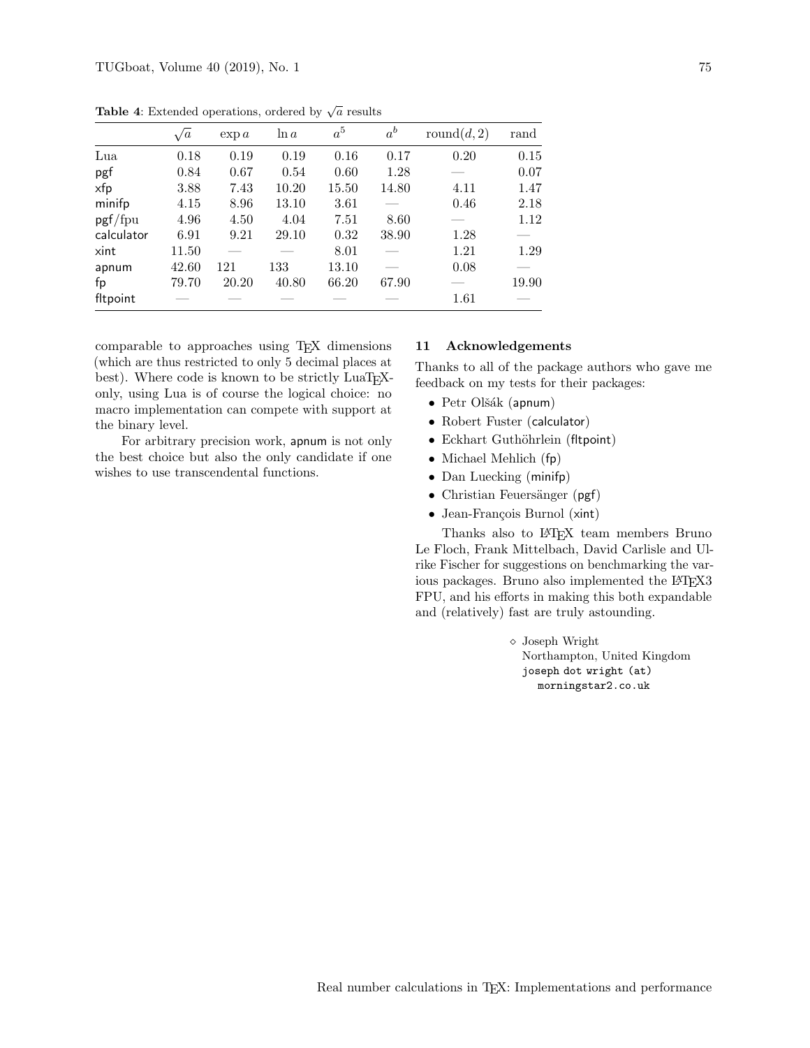**Table 4**: Extended operations, ordered by $\sqrt{a}$ results

| | $\sqrt{a}$ | $\exp a$ | $\ln a$ | $a^5$ | $a^b$ | round$(d, 2)$ | rand |
|---|---|---|---|---|---|---|---|
| Lua | 0.18 | 0.19 | 0.19 | 0.16 | 0.17 | 0.20 | 0.15 |
| pgf | 0.84 | 0.67 | 0.54 | 0.60 | 1.28 | — | 0.07 |
| xfp | 3.88 | 7.43 | 10.20 | 15.50 | 14.80 | 4.11 | 1.47 |
| minifp | 4.15 | 8.96 | 13.10 | 3.61 | — | 0.46 | 2.18 |
| pgf/fpu | 4.96 | 4.50 | 4.04 | 7.51 | 8.60 | — | 1.12 |
| calculator | 6.91 | 9.21 | 29.10 | 0.32 | 38.90 | 1.28 | — |
| xint | 11.50 | — | — | 8.01 | — | 1.21 | 1.29 |
| apnum | 42.60 | 121 | 133 | 13.10 | — | 0.08 | — |
| fp | 79.70 | 20.20 | 40.80 | 66.20 | 67.90 | — | 19.90 |
| fltpoint | — | — | — | — | — | 1.61 | — |

comparable to approaches using TeX dimensions (which are thus restricted to only 5 decimal places at best). Where code is known to be strictly LuaTeX-only, using Lua is of course the logical choice: no macro implementation can compete with support at the binary level.

For arbitrary precision work, apnum is not only the best choice but also the only candidate if one wishes to use transcendental functions.

## 11 Acknowledgements

Thanks to all of the package authors who gave me feedback on my tests for their packages:

- Petr Olšák (apnum)
- Robert Fuster (calculator)
- Eckhart Guthöhrlein (fltpoint)
- Michael Mehlich (fp)
- Dan Luecking (minifp)
- Christian Feuersänger (pgf)
- Jean-François Burnol (xint)

Thanks also to LaTeX team members Bruno Le Floch, Frank Mittelbach, David Carlisle and Ulrike Fischer for suggestions on benchmarking the various packages. Bruno also implemented the LaTeX3 FPU, and his efforts in making this both expandable and (relatively) fast are truly astounding.

◇ Joseph Wright
Northampton, United Kingdom
joseph dot wright (at) morningstar2.co.uk